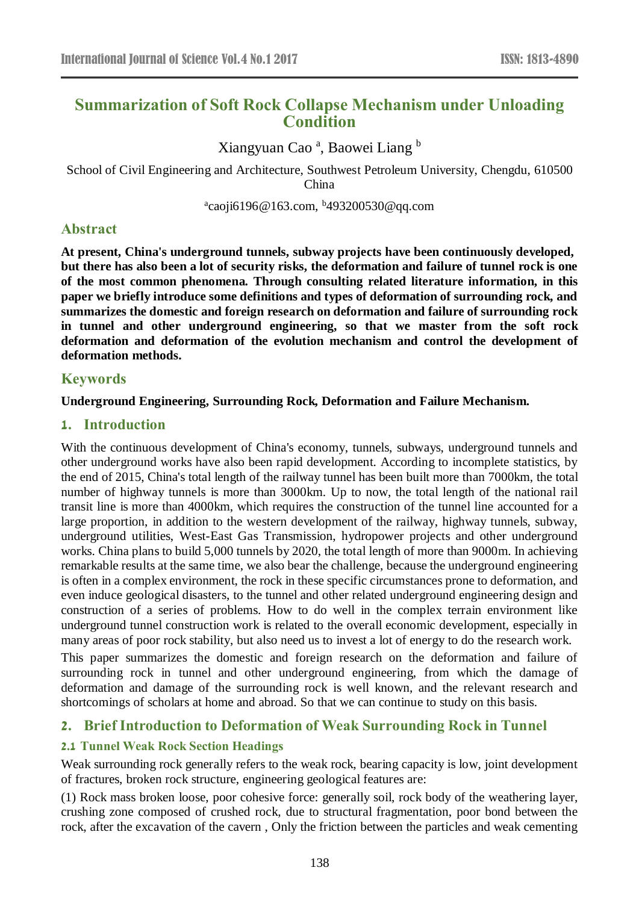# Summarization of Soft Rock Collapse Mechanism under Unloading Condition

Xiangyuan Cao [a], Baowei Liang [b]

School of Civil Engineering and Architecture, Southwest Petroleum University, Chengdu, 610500 China

[a]caoji6196@163.com, [b]493200530@qq.com

## Abstract

**At present, China's underground tunnels, subway projects have been continuously developed, but there has also been a lot of security risks, the deformation and failure of tunnel rock is one of the most common phenomena. Through consulting related literature information, in this paper we briefly introduce some definitions and types of deformation of surrounding rock, and summarizes the domestic and foreign research on deformation and failure of surrounding rock in tunnel and other underground engineering, so that we master from the soft rock deformation and deformation of the evolution mechanism and control the development of deformation methods.**

## Keywords

**Underground Engineering, Surrounding Rock, Deformation and Failure Mechanism.**

## 1. Introduction

With the continuous development of China's economy, tunnels, subways, underground tunnels and other underground works have also been rapid development. According to incomplete statistics, by the end of 2015, China's total length of the railway tunnel has been built more than 7000km, the total number of highway tunnels is more than 3000km. Up to now, the total length of the national rail transit line is more than 4000km, which requires the construction of the tunnel line accounted for a large proportion, in addition to the western development of the railway, highway tunnels, subway, underground utilities, West-East Gas Transmission, hydropower projects and other underground works. China plans to build 5,000 tunnels by 2020, the total length of more than 9000m. In achieving remarkable results at the same time, we also bear the challenge, because the underground engineering is often in a complex environment, the rock in these specific circumstances prone to deformation, and even induce geological disasters, to the tunnel and other related underground engineering design and construction of a series of problems. How to do well in the complex terrain environment like underground tunnel construction work is related to the overall economic development, especially in many areas of poor rock stability, but also need us to invest a lot of energy to do the research work.

This paper summarizes the domestic and foreign research on the deformation and failure of surrounding rock in tunnel and other underground engineering, from which the damage of deformation and damage of the surrounding rock is well known, and the relevant research and shortcomings of scholars at home and abroad. So that we can continue to study on this basis.

## 2. Brief Introduction to Deformation of Weak Surrounding Rock in Tunnel

### 2.1 Tunnel Weak Rock Section Headings

Weak surrounding rock generally refers to the weak rock, bearing capacity is low, joint development of fractures, broken rock structure, engineering geological features are:

(1) Rock mass broken loose, poor cohesive force: generally soil, rock body of the weathering layer, crushing zone composed of crushed rock, due to structural fragmentation, poor bond between the rock, after the excavation of the cavern , Only the friction between the particles and weak cementing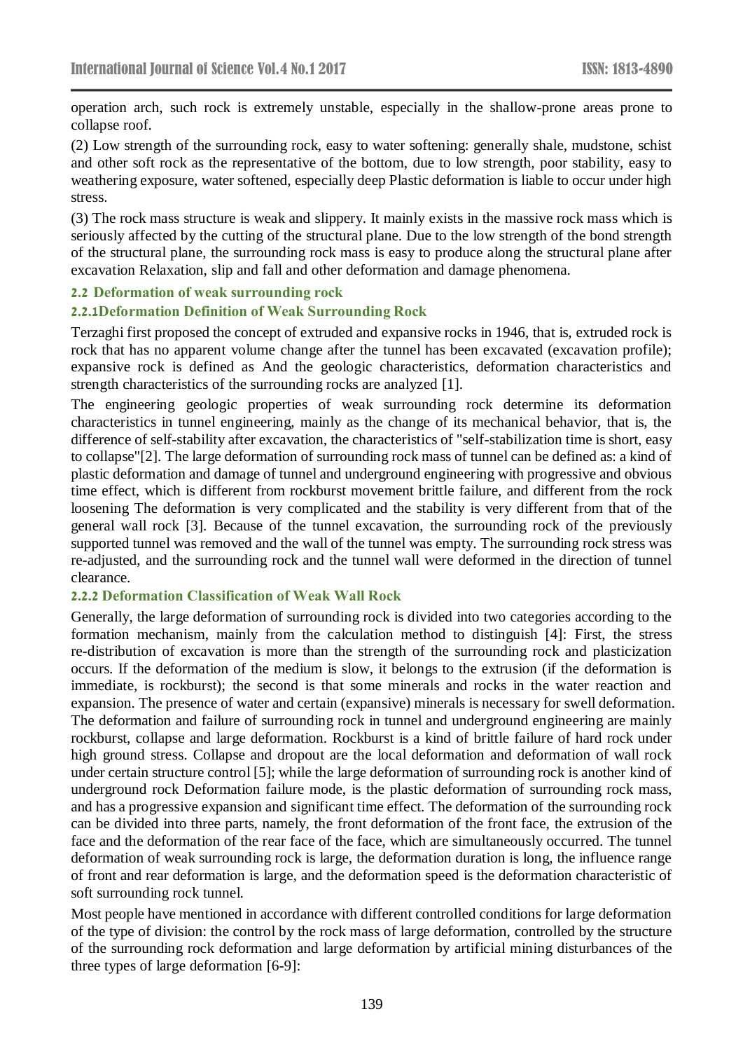operation arch, such rock is extremely unstable, especially in the shallow-prone areas prone to collapse roof.

(2) Low strength of the surrounding rock, easy to water softening: generally shale, mudstone, schist and other soft rock as the representative of the bottom, due to low strength, poor stability, easy to weathering exposure, water softened, especially deep Plastic deformation is liable to occur under high stress.

(3) The rock mass structure is weak and slippery. It mainly exists in the massive rock mass which is seriously affected by the cutting of the structural plane. Due to the low strength of the bond strength of the structural plane, the surrounding rock mass is easy to produce along the structural plane after excavation Relaxation, slip and fall and other deformation and damage phenomena.

### 2.2 Deformation of weak surrounding rock

#### 2.2.1Deformation Definition of Weak Surrounding Rock

Terzaghi first proposed the concept of extruded and expansive rocks in 1946, that is, extruded rock is rock that has no apparent volume change after the tunnel has been excavated (excavation profile); expansive rock is defined as And the geologic characteristics, deformation characteristics and strength characteristics of the surrounding rocks are analyzed [1].

The engineering geologic properties of weak surrounding rock determine its deformation characteristics in tunnel engineering, mainly as the change of its mechanical behavior, that is, the difference of self-stability after excavation, the characteristics of "self-stabilization time is short, easy to collapse"[2]. The large deformation of surrounding rock mass of tunnel can be defined as: a kind of plastic deformation and damage of tunnel and underground engineering with progressive and obvious time effect, which is different from rockburst movement brittle failure, and different from the rock loosening The deformation is very complicated and the stability is very different from that of the general wall rock [3]. Because of the tunnel excavation, the surrounding rock of the previously supported tunnel was removed and the wall of the tunnel was empty. The surrounding rock stress was re-adjusted, and the surrounding rock and the tunnel wall were deformed in the direction of tunnel clearance.

#### 2.2.2 Deformation Classification of Weak Wall Rock

Generally, the large deformation of surrounding rock is divided into two categories according to the formation mechanism, mainly from the calculation method to distinguish [4]: First, the stress re-distribution of excavation is more than the strength of the surrounding rock and plasticization occurs. If the deformation of the medium is slow, it belongs to the extrusion (if the deformation is immediate, is rockburst); the second is that some minerals and rocks in the water reaction and expansion. The presence of water and certain (expansive) minerals is necessary for swell deformation. The deformation and failure of surrounding rock in tunnel and underground engineering are mainly rockburst, collapse and large deformation. Rockburst is a kind of brittle failure of hard rock under high ground stress. Collapse and dropout are the local deformation and deformation of wall rock under certain structure control [5]; while the large deformation of surrounding rock is another kind of underground rock Deformation failure mode, is the plastic deformation of surrounding rock mass, and has a progressive expansion and significant time effect. The deformation of the surrounding rock can be divided into three parts, namely, the front deformation of the front face, the extrusion of the face and the deformation of the rear face of the face, which are simultaneously occurred. The tunnel deformation of weak surrounding rock is large, the deformation duration is long, the influence range of front and rear deformation is large, and the deformation speed is the deformation characteristic of soft surrounding rock tunnel.

Most people have mentioned in accordance with different controlled conditions for large deformation of the type of division: the control by the rock mass of large deformation, controlled by the structure of the surrounding rock deformation and large deformation by artificial mining disturbances of the three types of large deformation [6-9]: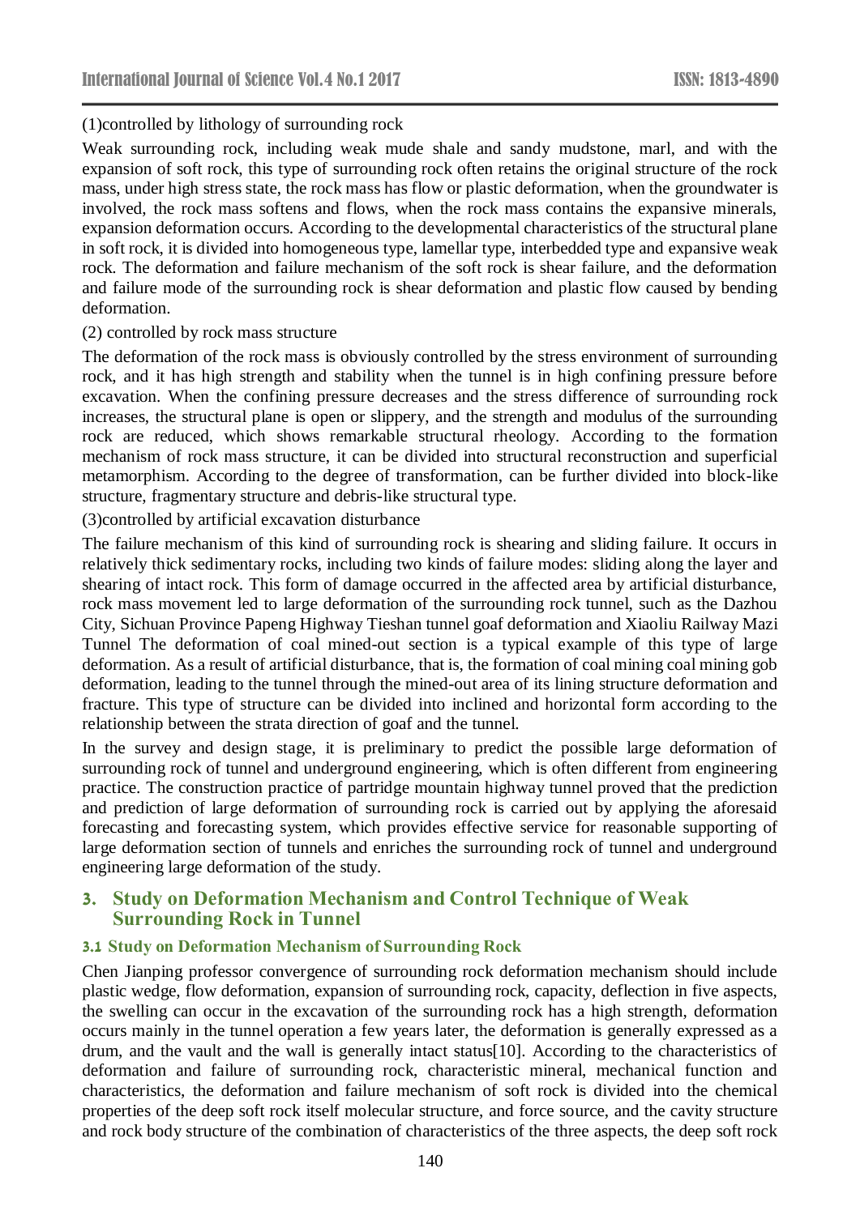(1)controlled by lithology of surrounding rock

Weak surrounding rock, including weak mude shale and sandy mudstone, marl, and with the expansion of soft rock, this type of surrounding rock often retains the original structure of the rock mass, under high stress state, the rock mass has flow or plastic deformation, when the groundwater is involved, the rock mass softens and flows, when the rock mass contains the expansive minerals, expansion deformation occurs. According to the developmental characteristics of the structural plane in soft rock, it is divided into homogeneous type, lamellar type, interbedded type and expansive weak rock. The deformation and failure mechanism of the soft rock is shear failure, and the deformation and failure mode of the surrounding rock is shear deformation and plastic flow caused by bending deformation.

(2) controlled by rock mass structure

The deformation of the rock mass is obviously controlled by the stress environment of surrounding rock, and it has high strength and stability when the tunnel is in high confining pressure before excavation. When the confining pressure decreases and the stress difference of surrounding rock increases, the structural plane is open or slippery, and the strength and modulus of the surrounding rock are reduced, which shows remarkable structural rheology. According to the formation mechanism of rock mass structure, it can be divided into structural reconstruction and superficial metamorphism. According to the degree of transformation, can be further divided into block-like structure, fragmentary structure and debris-like structural type.

(3)controlled by artificial excavation disturbance

The failure mechanism of this kind of surrounding rock is shearing and sliding failure. It occurs in relatively thick sedimentary rocks, including two kinds of failure modes: sliding along the layer and shearing of intact rock. This form of damage occurred in the affected area by artificial disturbance, rock mass movement led to large deformation of the surrounding rock tunnel, such as the Dazhou City, Sichuan Province Papeng Highway Tieshan tunnel goaf deformation and Xiaoliu Railway Mazi Tunnel The deformation of coal mined-out section is a typical example of this type of large deformation. As a result of artificial disturbance, that is, the formation of coal mining coal mining gob deformation, leading to the tunnel through the mined-out area of its lining structure deformation and fracture. This type of structure can be divided into inclined and horizontal form according to the relationship between the strata direction of goaf and the tunnel.

In the survey and design stage, it is preliminary to predict the possible large deformation of surrounding rock of tunnel and underground engineering, which is often different from engineering practice. The construction practice of partridge mountain highway tunnel proved that the prediction and prediction of large deformation of surrounding rock is carried out by applying the aforesaid forecasting and forecasting system, which provides effective service for reasonable supporting of large deformation section of tunnels and enriches the surrounding rock of tunnel and underground engineering large deformation of the study.

## 3. Study on Deformation Mechanism and Control Technique of Weak Surrounding Rock in Tunnel

### 3.1 Study on Deformation Mechanism of Surrounding Rock

Chen Jianping professor convergence of surrounding rock deformation mechanism should include plastic wedge, flow deformation, expansion of surrounding rock, capacity, deflection in five aspects, the swelling can occur in the excavation of the surrounding rock has a high strength, deformation occurs mainly in the tunnel operation a few years later, the deformation is generally expressed as a drum, and the vault and the wall is generally intact status[10]. According to the characteristics of deformation and failure of surrounding rock, characteristic mineral, mechanical function and characteristics, the deformation and failure mechanism of soft rock is divided into the chemical properties of the deep soft rock itself molecular structure, and force source, and the cavity structure and rock body structure of the combination of characteristics of the three aspects, the deep soft rock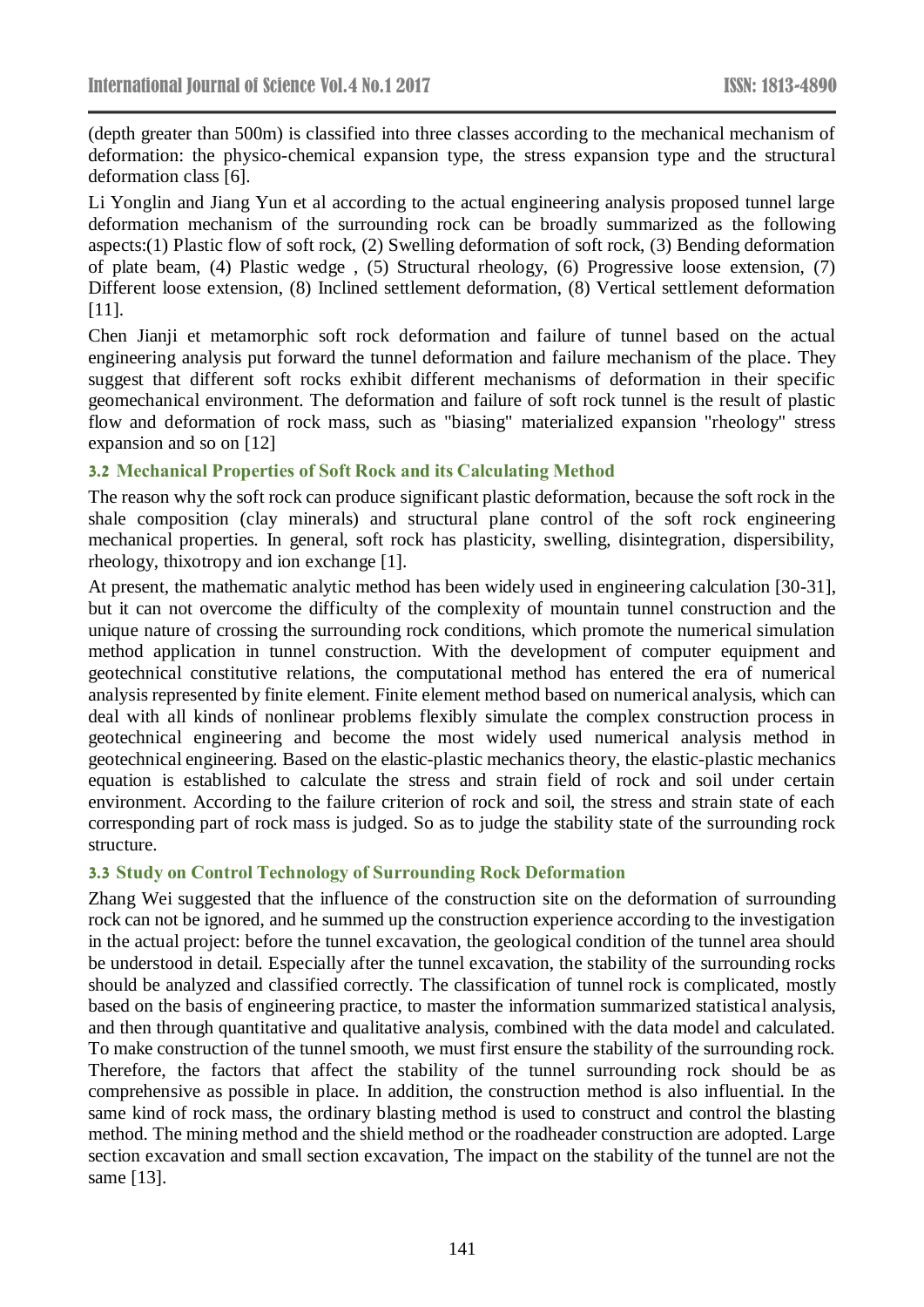(depth greater than 500m) is classified into three classes according to the mechanical mechanism of deformation: the physico-chemical expansion type, the stress expansion type and the structural deformation class [6].

Li Yonglin and Jiang Yun et al according to the actual engineering analysis proposed tunnel large deformation mechanism of the surrounding rock can be broadly summarized as the following aspects:(1) Plastic flow of soft rock, (2) Swelling deformation of soft rock, (3) Bending deformation of plate beam, (4) Plastic wedge , (5) Structural rheology, (6) Progressive loose extension, (7) Different loose extension, (8) Inclined settlement deformation, (8) Vertical settlement deformation [11].

Chen Jianji et metamorphic soft rock deformation and failure of tunnel based on the actual engineering analysis put forward the tunnel deformation and failure mechanism of the place. They suggest that different soft rocks exhibit different mechanisms of deformation in their specific geomechanical environment. The deformation and failure of soft rock tunnel is the result of plastic flow and deformation of rock mass, such as "biasing" materialized expansion "rheology" stress expansion and so on [12]

### 3.2 Mechanical Properties of Soft Rock and its Calculating Method

The reason why the soft rock can produce significant plastic deformation, because the soft rock in the shale composition (clay minerals) and structural plane control of the soft rock engineering mechanical properties. In general, soft rock has plasticity, swelling, disintegration, dispersibility, rheology, thixotropy and ion exchange [1].

At present, the mathematic analytic method has been widely used in engineering calculation [30-31], but it can not overcome the difficulty of the complexity of mountain tunnel construction and the unique nature of crossing the surrounding rock conditions, which promote the numerical simulation method application in tunnel construction. With the development of computer equipment and geotechnical constitutive relations, the computational method has entered the era of numerical analysis represented by finite element. Finite element method based on numerical analysis, which can deal with all kinds of nonlinear problems flexibly simulate the complex construction process in geotechnical engineering and become the most widely used numerical analysis method in geotechnical engineering. Based on the elastic-plastic mechanics theory, the elastic-plastic mechanics equation is established to calculate the stress and strain field of rock and soil under certain environment. According to the failure criterion of rock and soil, the stress and strain state of each corresponding part of rock mass is judged. So as to judge the stability state of the surrounding rock structure.

### 3.3 Study on Control Technology of Surrounding Rock Deformation

Zhang Wei suggested that the influence of the construction site on the deformation of surrounding rock can not be ignored, and he summed up the construction experience according to the investigation in the actual project: before the tunnel excavation, the geological condition of the tunnel area should be understood in detail. Especially after the tunnel excavation, the stability of the surrounding rocks should be analyzed and classified correctly. The classification of tunnel rock is complicated, mostly based on the basis of engineering practice, to master the information summarized statistical analysis, and then through quantitative and qualitative analysis, combined with the data model and calculated. To make construction of the tunnel smooth, we must first ensure the stability of the surrounding rock. Therefore, the factors that affect the stability of the tunnel surrounding rock should be as comprehensive as possible in place. In addition, the construction method is also influential. In the same kind of rock mass, the ordinary blasting method is used to construct and control the blasting method. The mining method and the shield method or the roadheader construction are adopted. Large section excavation and small section excavation, The impact on the stability of the tunnel are not the same [13].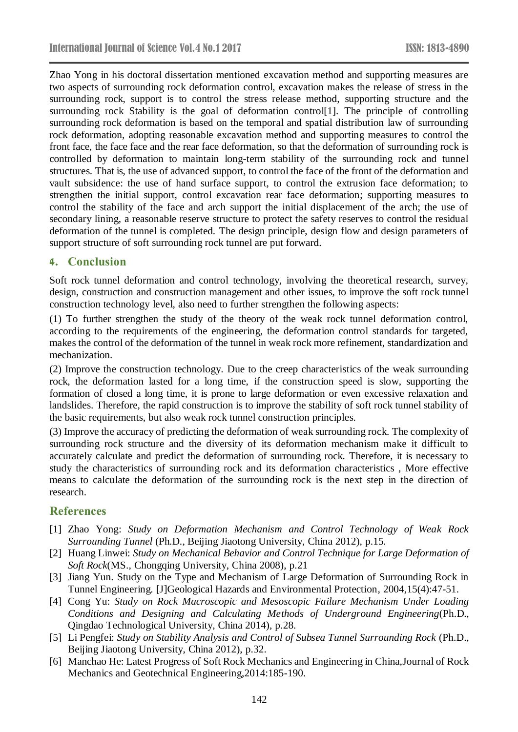Zhao Yong in his doctoral dissertation mentioned excavation method and supporting measures are two aspects of surrounding rock deformation control, excavation makes the release of stress in the surrounding rock, support is to control the stress release method, supporting structure and the surrounding rock Stability is the goal of deformation control[1]. The principle of controlling surrounding rock deformation is based on the temporal and spatial distribution law of surrounding rock deformation, adopting reasonable excavation method and supporting measures to control the front face, the face face and the rear face deformation, so that the deformation of surrounding rock is controlled by deformation to maintain long-term stability of the surrounding rock and tunnel structures. That is, the use of advanced support, to control the face of the front of the deformation and vault subsidence: the use of hand surface support, to control the extrusion face deformation; to strengthen the initial support, control excavation rear face deformation; supporting measures to control the stability of the face and arch support the initial displacement of the arch; the use of secondary lining, a reasonable reserve structure to protect the safety reserves to control the residual deformation of the tunnel is completed. The design principle, design flow and design parameters of support structure of soft surrounding rock tunnel are put forward.

## 4. Conclusion

Soft rock tunnel deformation and control technology, involving the theoretical research, survey, design, construction and construction management and other issues, to improve the soft rock tunnel construction technology level, also need to further strengthen the following aspects:

(1) To further strengthen the study of the theory of the weak rock tunnel deformation control, according to the requirements of the engineering, the deformation control standards for targeted, makes the control of the deformation of the tunnel in weak rock more refinement, standardization and mechanization.

(2) Improve the construction technology. Due to the creep characteristics of the weak surrounding rock, the deformation lasted for a long time, if the construction speed is slow, supporting the formation of closed a long time, it is prone to large deformation or even excessive relaxation and landslides. Therefore, the rapid construction is to improve the stability of soft rock tunnel stability of the basic requirements, but also weak rock tunnel construction principles.

(3) Improve the accuracy of predicting the deformation of weak surrounding rock. The complexity of surrounding rock structure and the diversity of its deformation mechanism make it difficult to accurately calculate and predict the deformation of surrounding rock. Therefore, it is necessary to study the characteristics of surrounding rock and its deformation characteristics , More effective means to calculate the deformation of the surrounding rock is the next step in the direction of research.

## References

[1] Zhao Yong: *Study on Deformation Mechanism and Control Technology of Weak Rock Surrounding Tunnel* (Ph.D., Beijing Jiaotong University, China 2012), p.15.

[2] Huang Linwei: *Study on Mechanical Behavior and Control Technique for Large Deformation of Soft Rock*(MS., Chongqing University, China 2008), p.21

[3] Jiang Yun. Study on the Type and Mechanism of Large Deformation of Surrounding Rock in Tunnel Engineering. [J]Geological Hazards and Environmental Protection, 2004,15(4):47-51.

[4] Cong Yu: *Study on Rock Macroscopic and Mesoscopic Failure Mechanism Under Loading Conditions and Designing and Calculating Methods of Underground Engineering*(Ph.D., Qingdao Technological University, China 2014), p.28.

[5] Li Pengfei: *Study on Stability Analysis and Control of Subsea Tunnel Surrounding Rock* (Ph.D., Beijing Jiaotong University, China 2012), p.32.

[6] Manchao He: Latest Progress of Soft Rock Mechanics and Engineering in China,Journal of Rock Mechanics and Geotechnical Engineering,2014:185-190.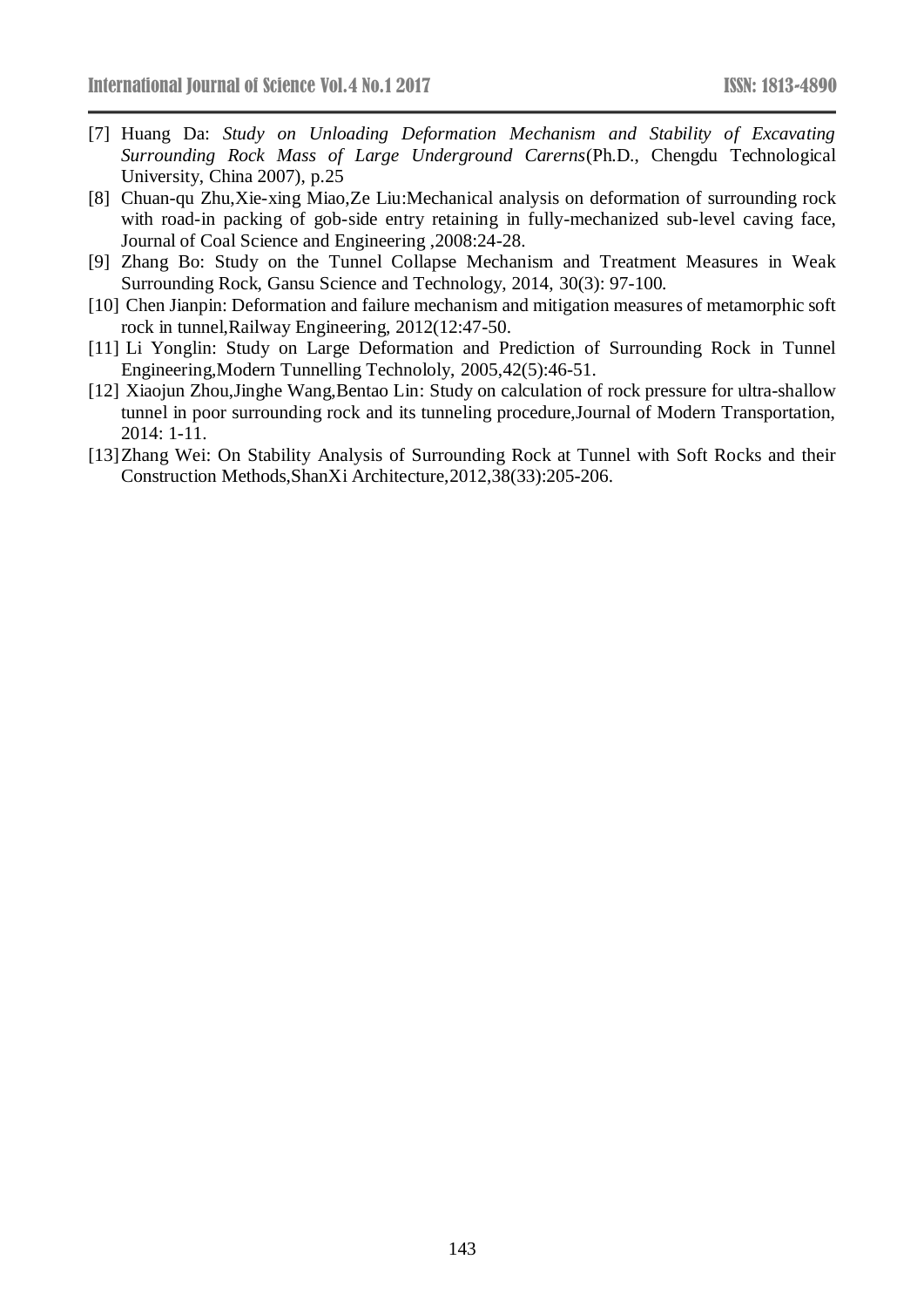[7] Huang Da: *Study on Unloading Deformation Mechanism and Stability of Excavating Surrounding Rock Mass of Large Underground Carerns*(Ph.D., Chengdu Technological University, China 2007), p.25

[8] Chuan-qu Zhu,Xie-xing Miao,Ze Liu:Mechanical analysis on deformation of surrounding rock with road-in packing of gob-side entry retaining in fully-mechanized sub-level caving face, Journal of Coal Science and Engineering ,2008:24-28.

[9] Zhang Bo: Study on the Tunnel Collapse Mechanism and Treatment Measures in Weak Surrounding Rock, Gansu Science and Technology, 2014, 30(3): 97-100.

[10] Chen Jianpin: Deformation and failure mechanism and mitigation measures of metamorphic soft rock in tunnel,Railway Engineering, 2012(12:47-50.

[11] Li Yonglin: Study on Large Deformation and Prediction of Surrounding Rock in Tunnel Engineering,Modern Tunnelling Technololy, 2005,42(5):46-51.

[12] Xiaojun Zhou,Jinghe Wang,Bentao Lin: Study on calculation of rock pressure for ultra-shallow tunnel in poor surrounding rock and its tunneling procedure,Journal of Modern Transportation, 2014: 1-11.

[13] Zhang Wei: On Stability Analysis of Surrounding Rock at Tunnel with Soft Rocks and their Construction Methods,ShanXi Architecture,2012,38(33):205-206.